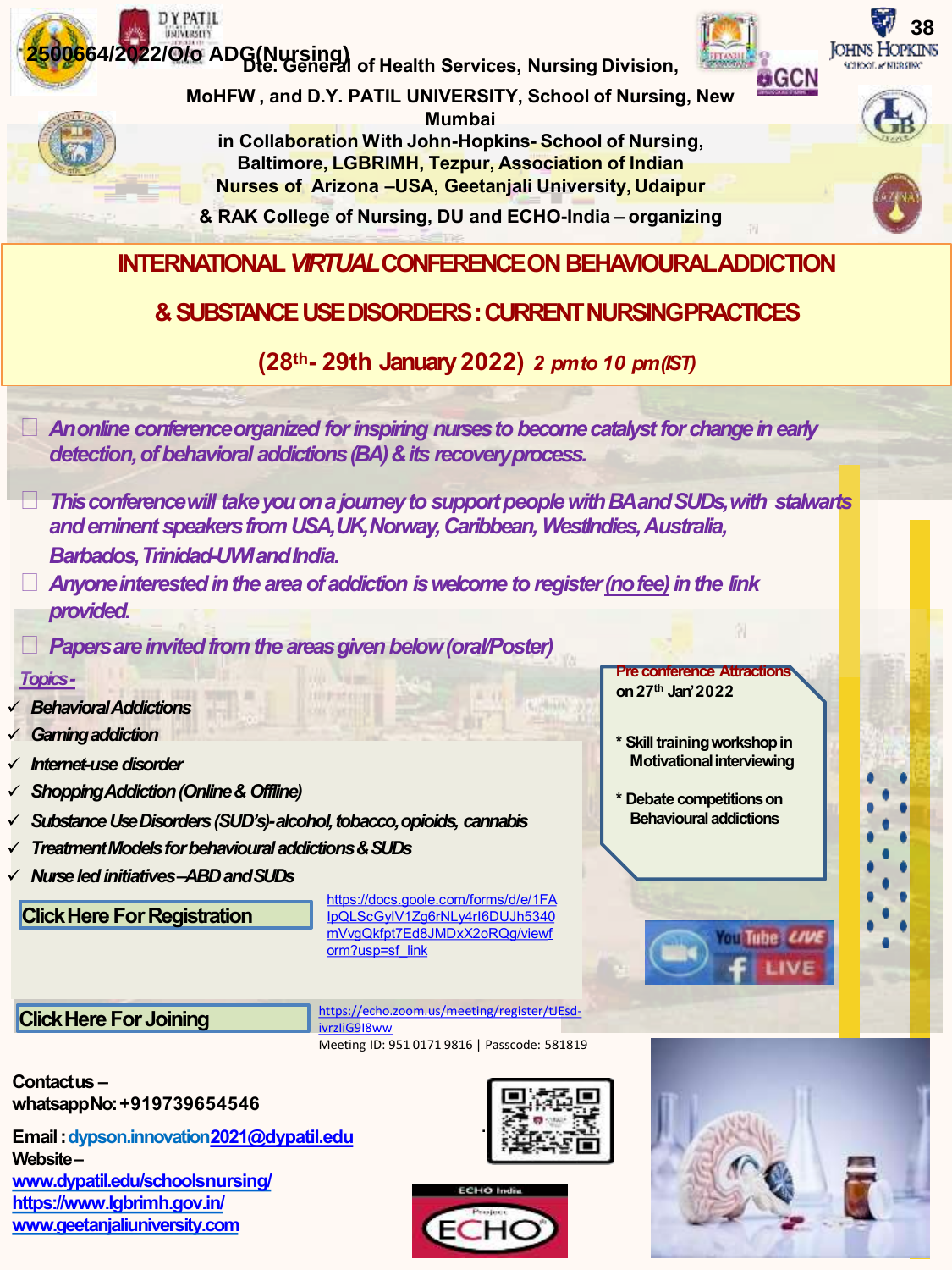2500664/2022/O/o ADG(Nursing)

Dte. General of Health Services, Nursing Division, MoHFW , and D.Y. PATIL UNIVERSITY, School of Nursing, New Mumbai in Collaboration With John-Hopkins- School of Nursing, Baltimore, LGBRIMH, Tezpur, Association of Indian Nurses of Arizona –USA, Geetanjali University, Udaipur & RAK College of Nursing, DU and ECHO-India – organizing

# INTERNATIONAL *VIRTUAL* CONFERENCE ON BEHAVIOURAL ADDICTION & SUBSTANCE USE DISORDERS : CURRENT NURSING PRACTICES

## (28th- 29th January 2022) *2 pm to 10 pm (IST)*

- *An online conference organized for inspiring nurses to become catalyst for change in early detection, of behavioral addictions (BA) & its recovery process.*
- *This conference will take you on a journey to support people with BA and SUDs, with stalwarts and eminent speakers from USA, UK, Norway, Caribbean, West Indies, Australia, Barbados, Trinidad-UWI and India.*
- *Anyone interested in the area of addiction is welcome to register (no fee) in the link provided.*
- *Papers are invited from the areas given below (oral/Poster)*

*Topics -*

- ✓ *Behavioral Addictions*
- ✓ *Gaming addiction*
- ✓ *Internet-use disorder*
- ✓ *Shopping Addiction (Online & Offline)*
- ✓ *Substance Use Disorders (SUD's)- alcohol, tobacco, opioids, cannabis*
- ✓ *Treatment Models for behavioural addictions & SUDs*
- ✓ *Nurse led initiatives –ABD and SUDs*

**Pre conference Attractions on 27th Jan' 2022**

- * Skill training workshop in Motivational interviewing
- * Debate competitions on Behavioural addictions

**Click Here For Registration** https://docs.goole.com/forms/d/e/1FAIpQLScGylV1Zg6rNLy4rI6DUJh5340mVvgQkfpt7Ed8JMDxX2oRQg/viewform?usp=sf_link

**Click Here For Joining** https://echo.zoom.us/meeting/register/tJEsd-ivrzIiG9I8ww

Meeting ID: 951 0171 9816 | Passcode: 581819

**Contact us –**
**whatsapp No: +919739654546**

**Email : dypson.innovation2021@dypatil.edu**

**Website –**
www.dypatil.edu/schoolsnursing/
https://www.lgbrimh.gov.in/
www.geetanjaliuniversity.com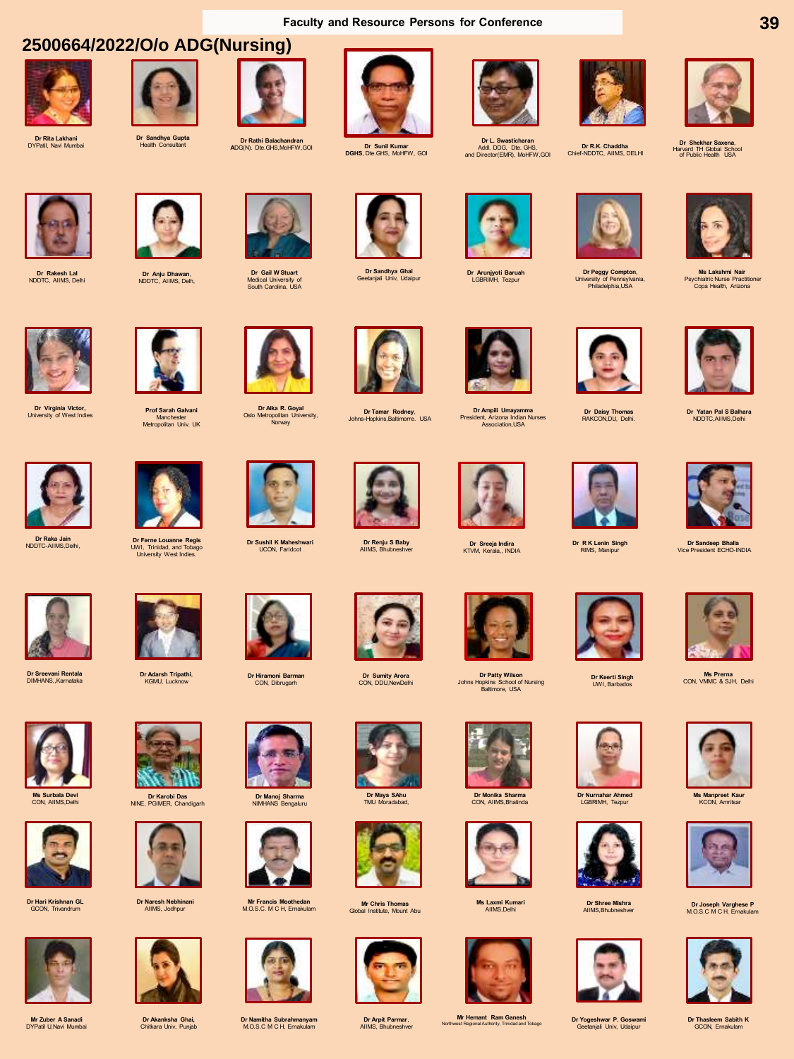# Faculty and Resource Persons for Conference

## 2500664/2022/O/o ADG(Nursing)

**Dr Rita Lakhani**
DYPatil, Navi Mumbai

**Dr Sandhya Gupta**
Health Consultant

**Dr Rathi Balachandran**
ADG(N). Dte.GHS,MoHFW,GOI

**Dr Sunil Kumar**
**DGHS**, Dte.GHS, MoHFW, GOI

**Dr L. Swasticharan**
Addl. DDG, Dte. GHS, and Director(EMR), MoHFW,GOI

**Dr R.K. Chaddha**
Chief-NDDTC, AIIMS, DELHI

**Dr Shekhar Saxena**,
Harvard TH Global School of Public Health USA

**Dr Rakesh Lal**
NDDTC, AIIMS, Delhi

**Dr Anju Dhawan**,
NDDTC, AIIMS, Delh,

**Dr Gail W Stuart**
Medical University of South Carolina, USA

**Dr Sandhya Ghai**
Geetanjali Univ, Udaipur

**Dr Arunjyoti Baruah**
LGBRIMH, Tezpur

**Dr Peggy Compton**,
University of Pennsylvania, Philadelphia,USA

**Ms Lakshmi Nair**
Psychiatric Nurse Practitioner Copa Health, Arizona

**Dr Virginia Victor**,
University of West Indies

**Prof Sarah Galvani**
Manchester Metropolitan Univ. UK

**Dr Alka R. Goyal**
Oslo Metropolitan University, Norway

**Dr Tamar Rodney**,
Johns-Hopkins,Baltimorre. USA

**Dr Ampili Umayamma**
President, Arizona Indian Nurses Association,USA

**Dr Daisy Thomas**
RAKCON,DU, Delhi.

**Dr Yatan Pal S Balhara**
NDDTC,AIIMS,Delhi

**Dr Raka Jain**
NDDTC-AIIMS,Delhi,

**Dr Ferne Louanne Regis**
UWI, Trinidad, and Tobago University West Indies.

**Dr Sushil K Maheshwari**
UCON, Faridcot

**Dr Renju S Baby**
AIIMS, Bhubneshver

**Dr Sreeja Indira**
KTVM, Kerala,, INDIA

**Dr R K Lenin Singh**
RIMS, Manipur

**Dr Sandeep Bhalla**
Vice President ECHO-INDIA

**Dr Sreevani Rentala**
DIMHANS,,Karnataka

**Dr Adarsh Tripathi**,
KGMU, Lucknow

**Dr Hiramoni Barman**
CON, Dibrugarh

**Dr Sumity Arora**
CON, DDU,NewDelhi

**Dr Patty Wilson**
Johns Hopkins School of Nursing Baltimore, USA

**Dr Keerti Singh**
UWI, Barbados

**Ms Prerna**
CON, VMMC & SJH, Delhi

**Ms Surbala Devi**
CON, AIIMS,Delhi

**Dr Karobi Das**
NINE, PGIMER, Chandigarh

**Dr Manoj Sharma**
NIMHANS Bengaluru

**Dr Maya SAhu**
TMU Moradabad,

**Dr Monika Sharma**
CON, AIIMS,Bhatinda

**Dr Nurnahar Ahmed**
LGBRIMH, Tezpur

**Ms Manpreet Kaur**
KCON, Amritsar

**Dr Hari Krishnan GL**
GCON, Trivandrum

**Dr Naresh Nebhinani**
AIIMS, Jodhpur

**Mr Francis Moothedan**
M.O.S.C. M C H, Ernakulam

**Mr Chris Thomas**
Global Institute, Mount Abu

**Ms Laxmi Kumari**
AIIMS,Delhi

**Dr Shree Mishra**
AIIMS,Bhubneshver

**Dr Joseph Varghese P**
M.O.S.C M C H, Ernakulam

**Mr Zuber A Sanadi**
DYPatil U,Navi Mumbai

**Dr Akanksha Ghai**,
Chitkara Univ, Punjab

**Dr Namitha Subrahmanyam**
M.O.S.C M C H, Ernakulam

**Dr Arpit Parmar**,
AIIMS, Bhubneshver

**Mr Hemant Ram Ganesh**
Northwest Regional Authority, Trinidad and Tobago

**Dr Yogeshwar P. Goswami**
Geetanjali Univ, Udaipur

**Dr Thasleem Sabith K**
GCON, Ernakulam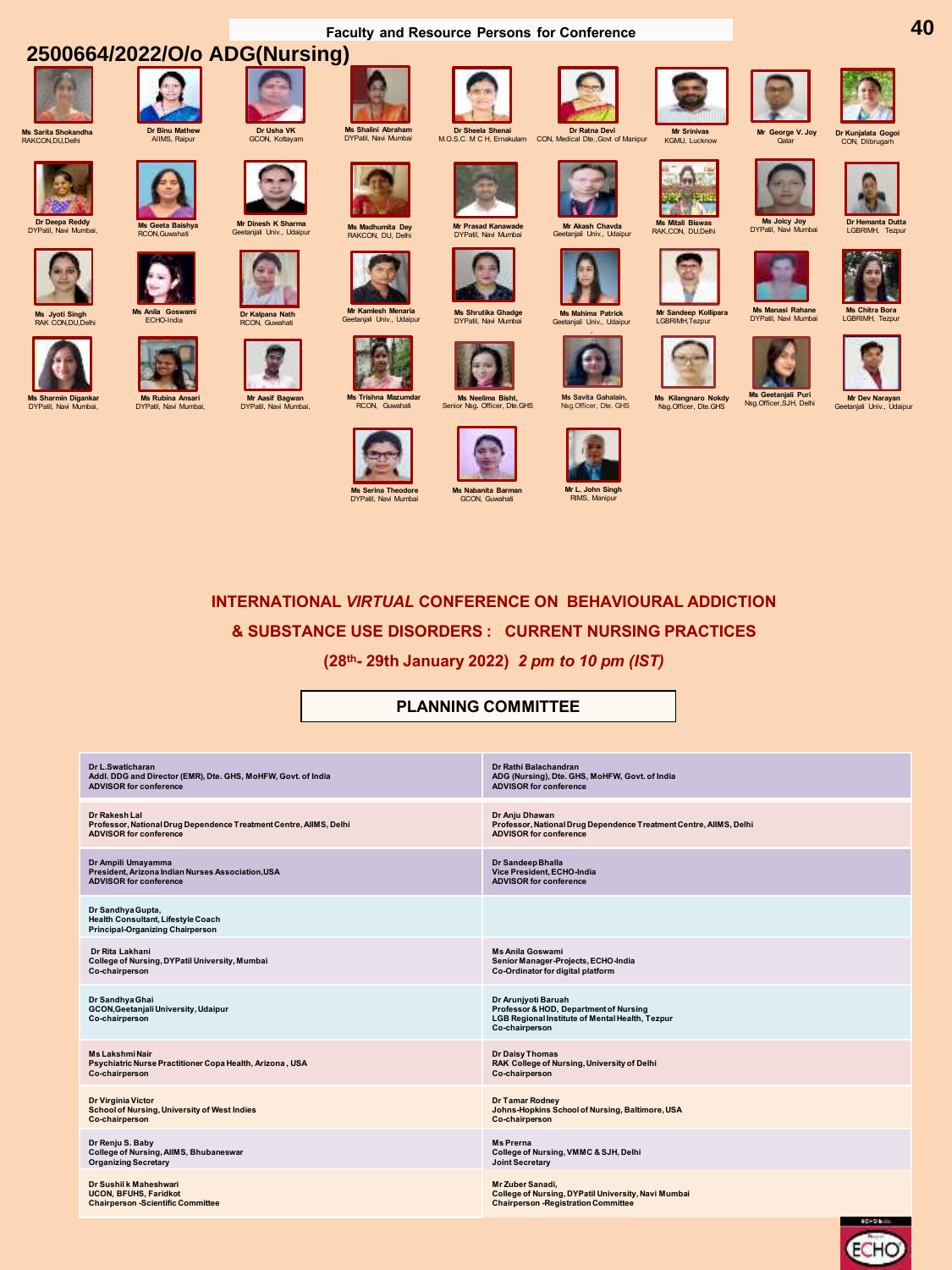2500664/2022/O/o ADG(Nursing)

## Faculty and Resource Persons for Conference

**Ms Sarita Shokandha**
RAKCON,DU,Delhi

**Dr Binu Mathew**
AIIMS, Raipur

**Dr Usha VK**
GCON, Kottayam

**Ms Shalini Abraham**
DYPatil, Navi Mumbai

**Dr Sheela Shenai**
M.O.S.C. M C H, Ernakulam

**Dr Ratna Devi**
CON, Medical Dte.,Govt of Manipur

**Mr Srinivas**
KGMU, Lucknow

**Mr George V. Joy**
Qatar

**Dr Kunjalata Gogoi**
CON, Dibrugarh

**Dr Deepa Reddy**
DYPatil, Navi Mumbai,

**Ms Geeta Baishya**
RCON,Guwahati

**Mr Dinesh K Sharma**
Geetanjali Univ., Udaipur

**Ms Madhumita Dey**
RAKCON, DU, Delhi

**Mr Prasad Kanawade**
DYPatil, Navi Mumbai

**Mr Akash Chavda**
Geetanjali Univ., Udaipur

**Ms Mitali Biswas**
RAK,CON, DU,Delhi

**Ms Joicy Joy**
DYPatil, Navi Mumbai

**Dr Hemanta Dutta**
LGBRIMH, Tezpur

**Ms Jyoti Singh**
RAK CON,DU,Delhi

**Ms Anila Goswami**
ECHO-India

**Dr Kalpana Nath**
RCON, Guwahati

**Mr Kamlesh Menaria**
Geetanjali Univ., Udaipur

**Ms Shrutika Ghadge**
DYPatil, Navi Mumbai

**Ms Mahima Patrick**
Geetanjali Univ., Udaipur

**Mr Sandeep Kollipara**
LGBRIMH,Tezpur

**Ms Manasi Rahane**
DYPatil, Navi Mumbai

**Ms Chitra Bora**
LGBRIMH, Tezpur

**Ms Sharmin Digankar**
DYPatil, Navi Mumbai,

**Ms Rubina Ansari**
DYPatil, Navi Mumbai,

**Mr Aasif Bagwan**
DYPatil, Navi Mumbai,

**Ms Trishna Mazumdar**
RCON, Guwahati

**Ms Neelima Bisht,**
Senior Nsg. Officer, Dte.GHS

**Ms Savita Gahalain,**
Nsg.Officer, Dte. GHS

**Ms Kilangnaro Nokdy**
Nsg.Officer, Dte.GHS

**Ms Geetanjali Puri**
Nsg.Officer,SJH, Delhi

**Mr Dev Narayan**
Geetanjali Univ., Udaipur

**Ms Serina Theodore**
DYPatil, Navi Mumbai

**Ms Nabanita Barman**
GCON, Guwahati

**Mr L. John Singh**
RIMS, Manipur

## INTERNATIONAL *VIRTUAL* CONFERENCE ON BEHAVIOURAL ADDICTION & SUBSTANCE USE DISORDERS : CURRENT NURSING PRACTICES

**(28th- 29th January 2022) *2 pm to 10 pm (IST)***

### PLANNING COMMITTEE

| | |
|---|---|
| Dr L.Swaticharan<br>Addl. DDG and Director (EMR), Dte. GHS, MoHFW, Govt. of India<br>ADVISOR for conference | Dr Rathi Balachandran<br>ADG (Nursing), Dte. GHS, MoHFW, Govt. of India<br>ADVISOR for conference |
| Dr Rakesh Lal<br>Professor, National Drug Dependence Treatment Centre, AIIMS, Delhi<br>ADVISOR for conference | Dr Anju Dhawan<br>Professor, National Drug Dependence Treatment Centre, AIIMS, Delhi<br>ADVISOR for conference |
| Dr Ampili Umayamma<br>President, Arizona Indian Nurses Association,USA<br>ADVISOR for conference | Dr Sandeep Bhalla<br>Vice President, ECHO-India<br>ADVISOR for conference |
| Dr Sandhya Gupta,<br>Health Consultant, Lifestyle Coach<br>Principal-Organizing Chairperson | |
| Dr Rita Lakhani<br>College of Nursing, DYPatil University, Mumbai<br>Co-chairperson | Ms Anila Goswami<br>Senior Manager-Projects, ECHO-India<br>Co-Ordinator for digital platform |
| Dr Sandhya Ghai<br>GCON,Geetanjali University, Udaipur<br>Co-chairperson | Dr Arunjyoti Baruah<br>Professor & HOD, Department of Nursing<br>LGB Regional Institute of Mental Health, Tezpur<br>Co-chairperson |
| Ms Lakshmi Nair<br>Psychiatric Nurse Practitioner Copa Health, Arizona , USA<br>Co-chairperson | Dr Daisy Thomas<br>RAK College of Nursing, University of Delhi<br>Co-chairperson |
| Dr Virginia Victor<br>School of Nursing, University of West Indies<br>Co-chairperson | Dr Tamar Rodney<br>Johns-Hopkins School of Nursing, Baltimore, USA<br>Co-chairperson |
| Dr Renju S. Baby<br>College of Nursing, AIIMS, Bhubaneswar<br>Organizing Secretary | Ms Prerna<br>College of Nursing, VMMC & SJH, Delhi<br>Joint Secretary |
| Dr Sushil k Maheshwari<br>UCON, BFUHS, Faridkot<br>Chairperson -Scientific Committee | Mr Zuber Sanadi,<br>College of Nursing, DYPatil University, Navi Mumbai<br>Chairperson -Registration Committee |